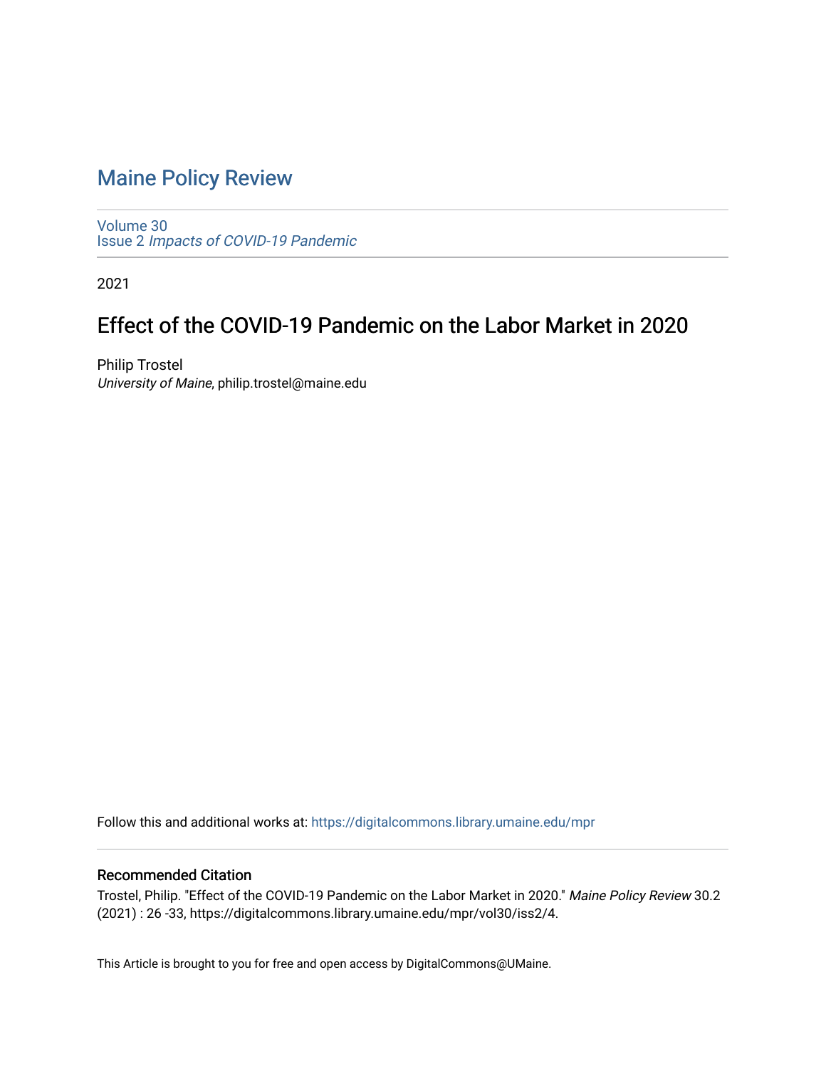# Maine Policy Review

Volume 30
Issue 2 *Impacts of COVID-19 Pandemic*

2021

## Effect of the COVID-19 Pandemic on the Labor Market in 2020

Philip Trostel
*University of Maine*, philip.trostel@maine.edu

Follow this and additional works at: https://digitalcommons.library.umaine.edu/mpr

### Recommended Citation

Trostel, Philip. "Effect of the COVID-19 Pandemic on the Labor Market in 2020." *Maine Policy Review* 30.2 (2021) : 26 -33, https://digitalcommons.library.umaine.edu/mpr/vol30/iss2/4.

This Article is brought to you for free and open access by DigitalCommons@UMaine.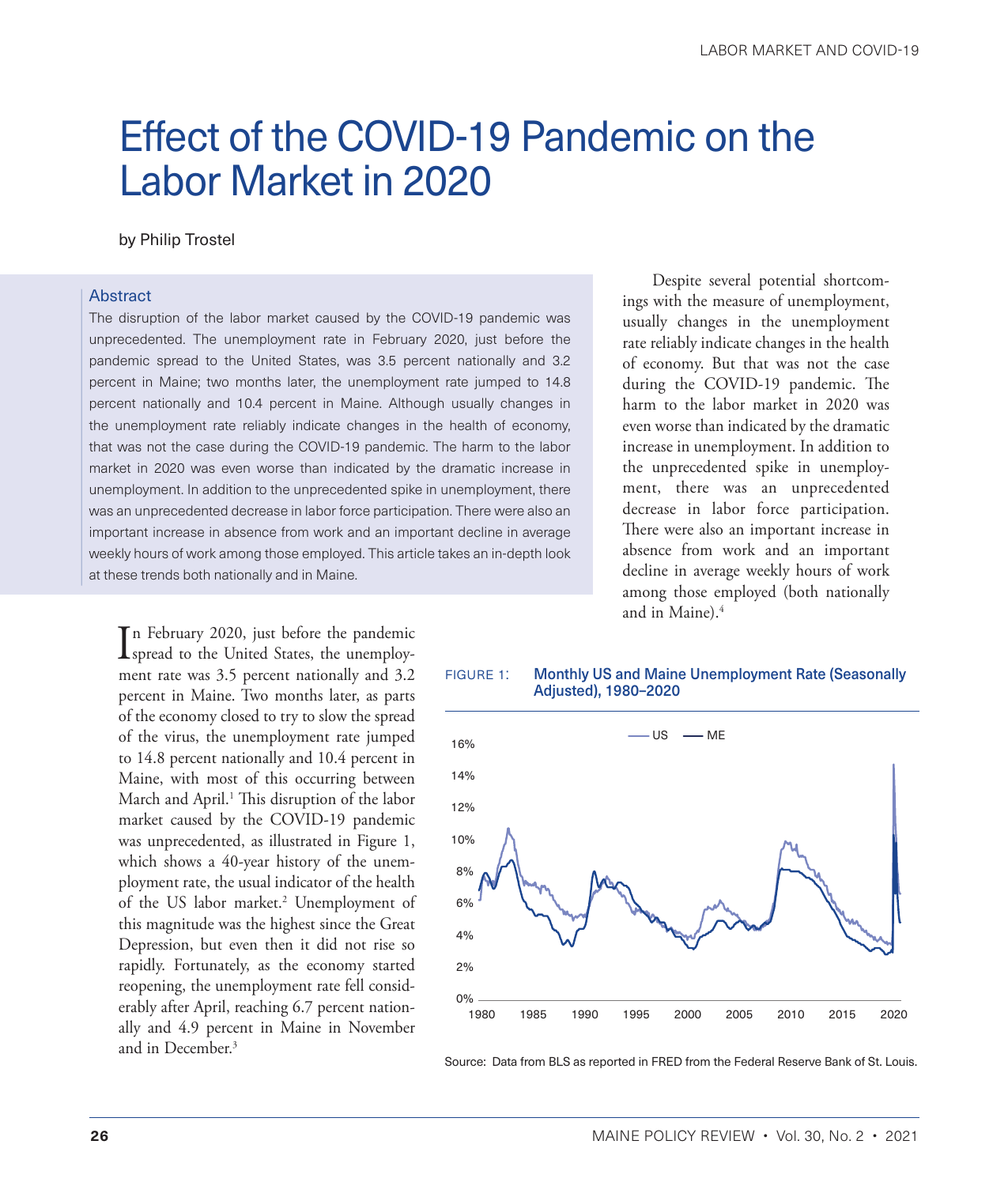# Effect of the COVID-19 Pandemic on the Labor Market in 2020

by Philip Trostel

### Abstract

The disruption of the labor market caused by the COVID-19 pandemic was unprecedented. The unemployment rate in February 2020, just before the pandemic spread to the United States, was 3.5 percent nationally and 3.2 percent in Maine; two months later, the unemployment rate jumped to 14.8 percent nationally and 10.4 percent in Maine. Although usually changes in the unemployment rate reliably indicate changes in the health of economy, that was not the case during the COVID-19 pandemic. The harm to the labor market in 2020 was even worse than indicated by the dramatic increase in unemployment. In addition to the unprecedented spike in unemployment, there was an unprecedented decrease in labor force participation. There were also an important increase in absence from work and an important decline in average weekly hours of work among those employed. This article takes an in-depth look at these trends both nationally and in Maine.

In February 2020, just before the pandemic spread to the United States, the unemployment rate was 3.5 percent nationally and 3.2 percent in Maine. Two months later, as parts of the economy closed to try to slow the spread of the virus, the unemployment rate jumped to 14.8 percent nationally and 10.4 percent in Maine, with most of this occurring between March and April.[1] This disruption of the labor market caused by the COVID-19 pandemic was unprecedented, as illustrated in Figure 1, which shows a 40-year history of the unemployment rate, the usual indicator of the health of the US labor market.[2] Unemployment of this magnitude was the highest since the Great Depression, but even then it did not rise so rapidly. Fortunately, as the economy started reopening, the unemployment rate fell considerably after April, reaching 6.7 percent nationally and 4.9 percent in Maine in November and in December.[3]

Despite several potential shortcomings with the measure of unemployment, usually changes in the unemployment rate reliably indicate changes in the health of economy. But that was not the case during the COVID-19 pandemic. The harm to the labor market in 2020 was even worse than indicated by the dramatic increase in unemployment. In addition to the unprecedented spike in unemployment, there was an unprecedented decrease in labor force participation. There were also an important increase in absence from work and an important decline in average weekly hours of work among those employed (both nationally and in Maine).[4]

FIGURE 1: Monthly US and Maine Unemployment Rate (Seasonally Adjusted), 1980–2020

Source: Data from BLS as reported in FRED from the Federal Reserve Bank of St. Louis.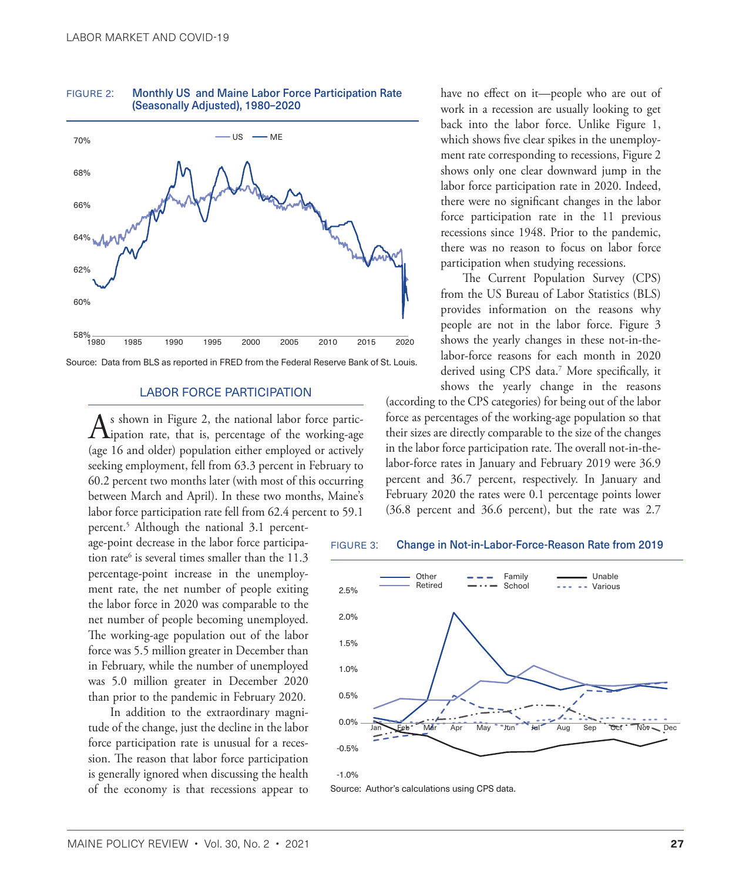FIGURE 2: **Monthly US and Maine Labor Force Participation Rate (Seasonally Adjusted), 1980–2020**

Source: Data from BLS as reported in FRED from the Federal Reserve Bank of St. Louis.

## LABOR FORCE PARTICIPATION

As shown in Figure 2, the national labor force participation rate, that is, percentage of the working-age (age 16 and older) population either employed or actively seeking employment, fell from 63.3 percent in February to 60.2 percent two months later (with most of this occurring between March and April). In these two months, Maine's labor force participation rate fell from 62.4 percent to 59.1 percent.[5] Although the national 3.1 percentage-point decrease in the labor force participation rate[6] is several times smaller than the 11.3 percentage-point increase in the unemployment rate, the net number of people exiting the labor force in 2020 was comparable to the net number of people becoming unemployed. The working-age population out of the labor force was 5.5 million greater in December than in February, while the number of unemployed was 5.0 million greater in December 2020 than prior to the pandemic in February 2020.

In addition to the extraordinary magnitude of the change, just the decline in the labor force participation rate is unusual for a recession. The reason that labor force participation is generally ignored when discussing the health of the economy is that recessions appear to have no effect on it—people who are out of work in a recession are usually looking to get back into the labor force. Unlike Figure 1, which shows five clear spikes in the unemployment rate corresponding to recessions, Figure 2 shows only one clear downward jump in the labor force participation rate in 2020. Indeed, there were no significant changes in the labor force participation rate in the 11 previous recessions since 1948. Prior to the pandemic, there was no reason to focus on labor force participation when studying recessions.

The Current Population Survey (CPS) from the US Bureau of Labor Statistics (BLS) provides information on the reasons why people are not in the labor force. Figure 3 shows the yearly changes in these not-in-the-labor-force reasons for each month in 2020 derived using CPS data.[7] More specifically, it shows the yearly change in the reasons (according to the CPS categories) for being out of the labor force as percentages of the working-age population so that their sizes are directly comparable to the size of the changes in the labor force participation rate. The overall not-in-the-labor-force rates in January and February 2019 were 36.9 percent and 36.7 percent, respectively. In January and February 2020 the rates were 0.1 percentage points lower (36.8 percent and 36.6 percent), but the rate was 2.7

FIGURE 3: **Change in Not-in-Labor-Force-Reason Rate from 2019**

Source: Author's calculations using CPS data.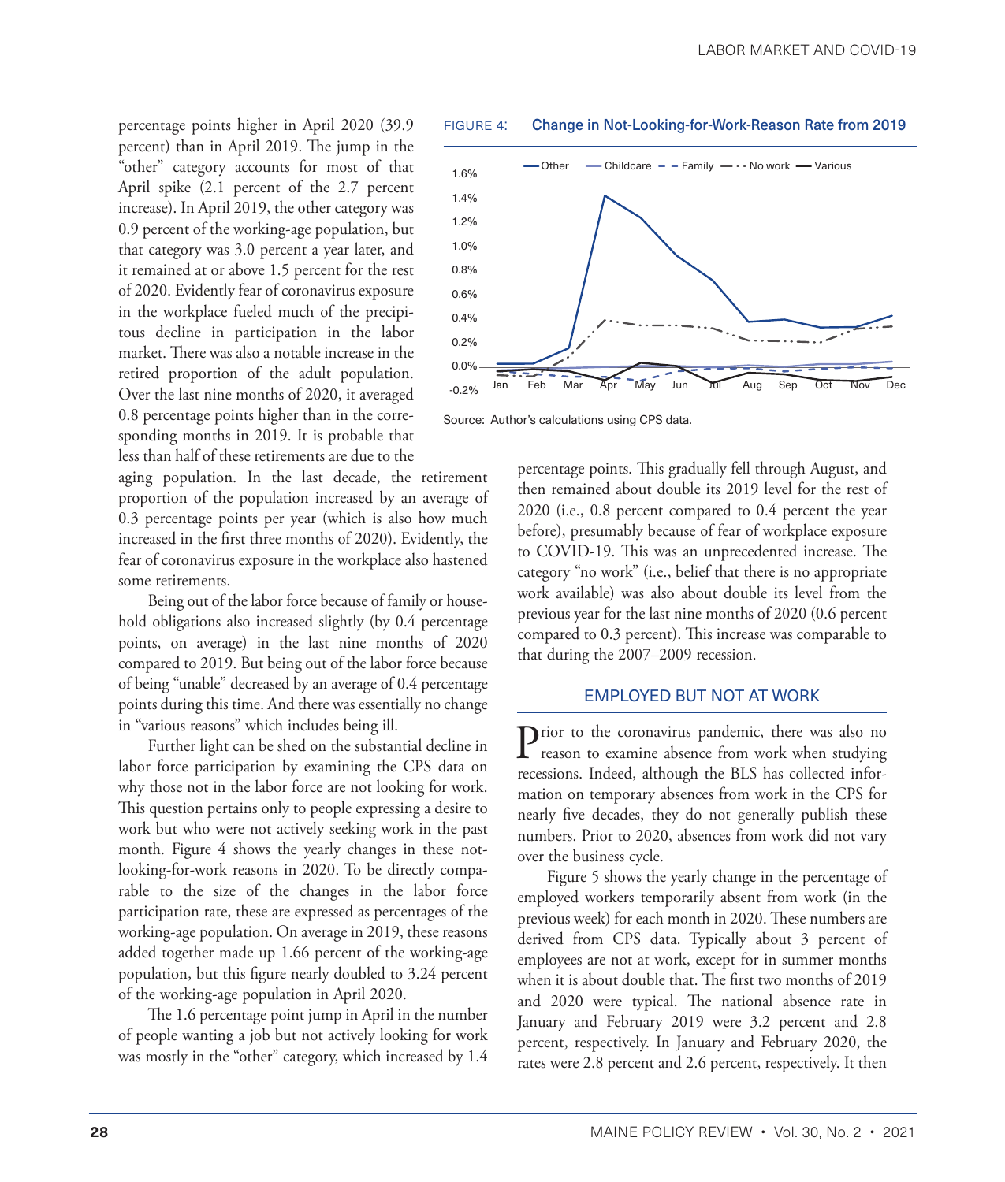percentage points higher in April 2020 (39.9 percent) than in April 2019. The jump in the "other" category accounts for most of that April spike (2.1 percent of the 2.7 percent increase). In April 2019, the other category was 0.9 percent of the working-age population, but that category was 3.0 percent a year later, and it remained at or above 1.5 percent for the rest of 2020. Evidently fear of coronavirus exposure in the workplace fueled much of the precipitous decline in participation in the labor market. There was also a notable increase in the retired proportion of the adult population. Over the last nine months of 2020, it averaged 0.8 percentage points higher than in the corresponding months in 2019. It is probable that less than half of these retirements are due to the aging population. In the last decade, the retirement proportion of the population increased by an average of 0.3 percentage points per year (which is also how much increased in the first three months of 2020). Evidently, the fear of coronavirus exposure in the workplace also hastened some retirements.

Being out of the labor force because of family or household obligations also increased slightly (by 0.4 percentage points, on average) in the last nine months of 2020 compared to 2019. But being out of the labor force because of being "unable" decreased by an average of 0.4 percentage points during this time. And there was essentially no change in "various reasons" which includes being ill.

Further light can be shed on the substantial decline in labor force participation by examining the CPS data on why those not in the labor force are not looking for work. This question pertains only to people expressing a desire to work but who were not actively seeking work in the past month. Figure 4 shows the yearly changes in these not-looking-for-work reasons in 2020. To be directly comparable to the size of the changes in the labor force participation rate, these are expressed as percentages of the working-age population. On average in 2019, these reasons added together made up 1.66 percent of the working-age population, but this figure nearly doubled to 3.24 percent of the working-age population in April 2020.

The 1.6 percentage point jump in April in the number of people wanting a job but not actively looking for work was mostly in the "other" category, which increased by 1.4 percentage points. This gradually fell through August, and then remained about double its 2019 level for the rest of 2020 (i.e., 0.8 percent compared to 0.4 percent the year before), presumably because of fear of workplace exposure to COVID-19. This was an unprecedented increase. The category "no work" (i.e., belief that there is no appropriate work available) was also about double its level from the previous year for the last nine months of 2020 (0.6 percent compared to 0.3 percent). This increase was comparable to that during the 2007–2009 recession.

FIGURE 4: Change in Not-Looking-for-Work-Reason Rate from 2019

Source: Author's calculations using CPS data.

## EMPLOYED BUT NOT AT WORK

Prior to the coronavirus pandemic, there was also no reason to examine absence from work when studying recessions. Indeed, although the BLS has collected information on temporary absences from work in the CPS for nearly five decades, they do not generally publish these numbers. Prior to 2020, absences from work did not vary over the business cycle.

Figure 5 shows the yearly change in the percentage of employed workers temporarily absent from work (in the previous week) for each month in 2020. These numbers are derived from CPS data. Typically about 3 percent of employees are not at work, except for in summer months when it is about double that. The first two months of 2019 and 2020 were typical. The national absence rate in January and February 2019 were 3.2 percent and 2.8 percent, respectively. In January and February 2020, the rates were 2.8 percent and 2.6 percent, respectively. It then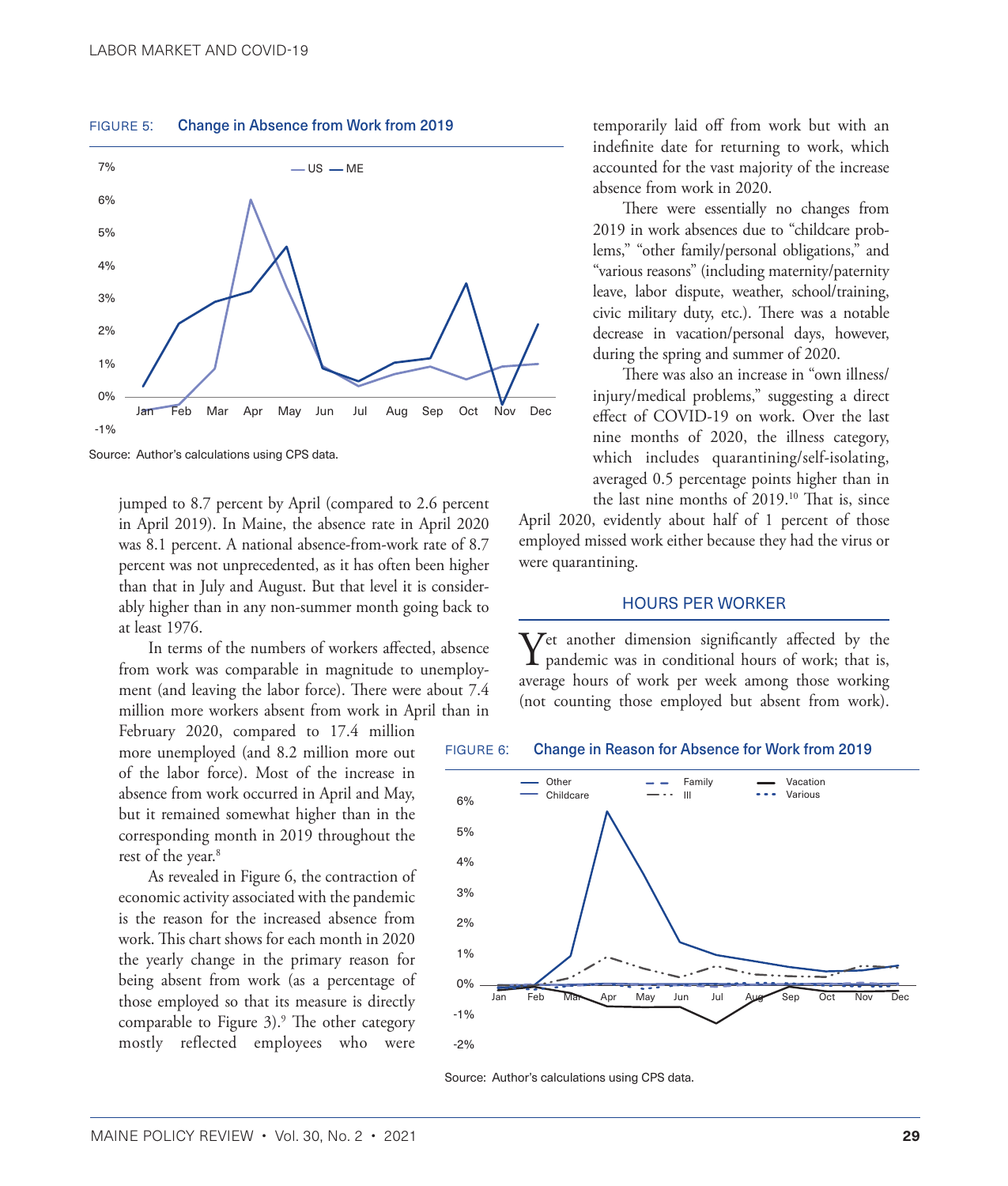FIGURE 5: Change in Absence from Work from 2019

Source: Author's calculations using CPS data.

jumped to 8.7 percent by April (compared to 2.6 percent in April 2019). In Maine, the absence rate in April 2020 was 8.1 percent. A national absence-from-work rate of 8.7 percent was not unprecedented, as it has often been higher than that in July and August. But that level it is considerably higher than in any non-summer month going back to at least 1976.

In terms of the numbers of workers affected, absence from work was comparable in magnitude to unemployment (and leaving the labor force). There were about 7.4 million more workers absent from work in April than in February 2020, compared to 17.4 million more unemployed (and 8.2 million more out of the labor force). Most of the increase in absence from work occurred in April and May, but it remained somewhat higher than in the corresponding month in 2019 throughout the rest of the year.[8]

As revealed in Figure 6, the contraction of economic activity associated with the pandemic is the reason for the increased absence from work. This chart shows for each month in 2020 the yearly change in the primary reason for being absent from work (as a percentage of those employed so that its measure is directly comparable to Figure 3).[9] The other category mostly reflected employees who were temporarily laid off from work but with an indefinite date for returning to work, which accounted for the vast majority of the increase absence from work in 2020.

There were essentially no changes from 2019 in work absences due to "childcare problems," "other family/personal obligations," and "various reasons" (including maternity/paternity leave, labor dispute, weather, school/training, civic military duty, etc.). There was a notable decrease in vacation/personal days, however, during the spring and summer of 2020.

There was also an increase in "own illness/injury/medical problems," suggesting a direct effect of COVID-19 on work. Over the last nine months of 2020, the illness category, which includes quarantining/self-isolating, averaged 0.5 percentage points higher than in the last nine months of 2019.[10] That is, since April 2020, evidently about half of 1 percent of those employed missed work either because they had the virus or were quarantining.

## HOURS PER WORKER

Yet another dimension significantly affected by the pandemic was in conditional hours of work; that is, average hours of work per week among those working (not counting those employed but absent from work).

FIGURE 6: Change in Reason for Absence for Work from 2019

Source: Author's calculations using CPS data.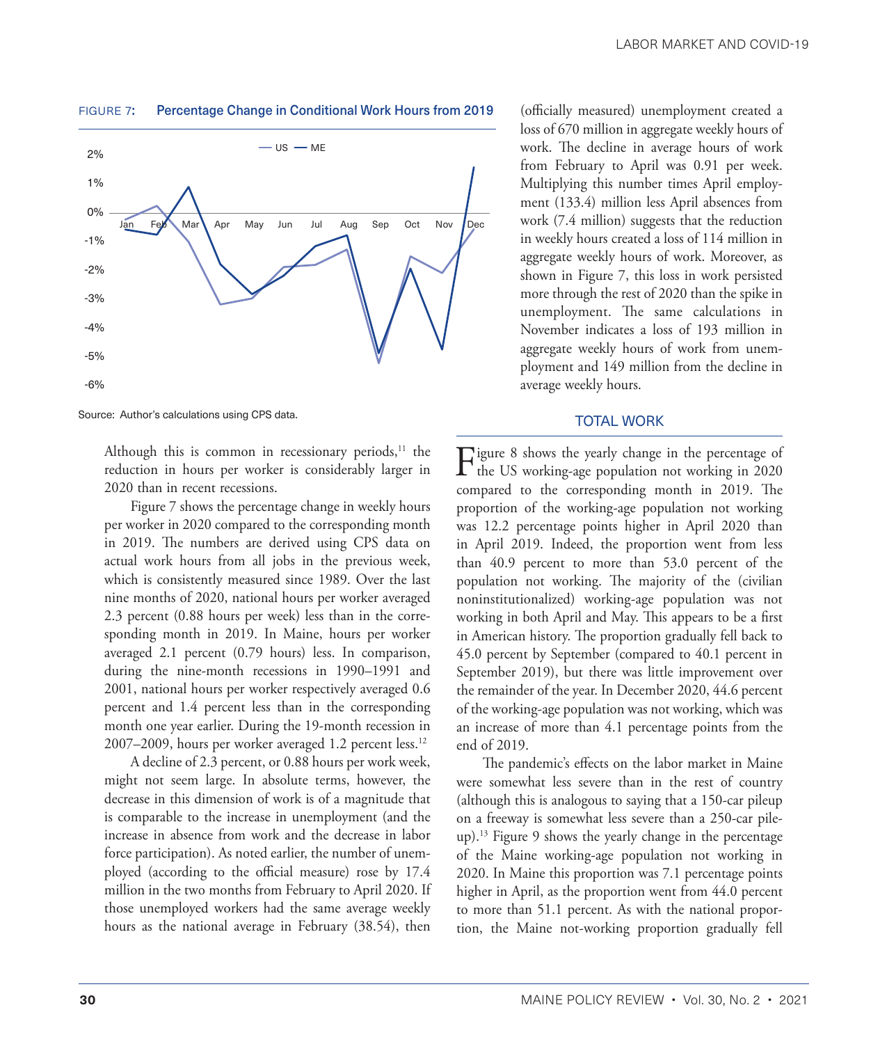FIGURE 7: **Percentage Change in Conditional Work Hours from 2019**

Source: Author's calculations using CPS data.

Although this is common in recessionary periods,[11] the reduction in hours per worker is considerably larger in 2020 than in recent recessions.

Figure 7 shows the percentage change in weekly hours per worker in 2020 compared to the corresponding month in 2019. The numbers are derived using CPS data on actual work hours from all jobs in the previous week, which is consistently measured since 1989. Over the last nine months of 2020, national hours per worker averaged 2.3 percent (0.88 hours per week) less than in the corresponding month in 2019. In Maine, hours per worker averaged 2.1 percent (0.79 hours) less. In comparison, during the nine-month recessions in 1990–1991 and 2001, national hours per worker respectively averaged 0.6 percent and 1.4 percent less than in the corresponding month one year earlier. During the 19-month recession in 2007–2009, hours per worker averaged 1.2 percent less.[12]

A decline of 2.3 percent, or 0.88 hours per work week, might not seem large. In absolute terms, however, the decrease in this dimension of work is of a magnitude that is comparable to the increase in unemployment (and the increase in absence from work and the decrease in labor force participation). As noted earlier, the number of unemployed (according to the official measure) rose by 17.4 million in the two months from February to April 2020. If those unemployed workers had the same average weekly hours as the national average in February (38.54), then (officially measured) unemployment created a loss of 670 million in aggregate weekly hours of work. The decline in average hours of work from February to April was 0.91 per week. Multiplying this number times April employment (133.4) million less April absences from work (7.4 million) suggests that the reduction in weekly hours created a loss of 114 million in aggregate weekly hours of work. Moreover, as shown in Figure 7, this loss in work persisted more through the rest of 2020 than the spike in unemployment. The same calculations in November indicates a loss of 193 million in aggregate weekly hours of work from unemployment and 149 million from the decline in average weekly hours.

## TOTAL WORK

Figure 8 shows the yearly change in the percentage of the US working-age population not working in 2020 compared to the corresponding month in 2019. The proportion of the working-age population not working was 12.2 percentage points higher in April 2020 than in April 2019. Indeed, the proportion went from less than 40.9 percent to more than 53.0 percent of the population not working. The majority of the (civilian noninstitutionalized) working-age population was not working in both April and May. This appears to be a first in American history. The proportion gradually fell back to 45.0 percent by September (compared to 40.1 percent in September 2019), but there was little improvement over the remainder of the year. In December 2020, 44.6 percent of the working-age population was not working, which was an increase of more than 4.1 percentage points from the end of 2019.

The pandemic's effects on the labor market in Maine were somewhat less severe than in the rest of country (although this is analogous to saying that a 150-car pileup on a freeway is somewhat less severe than a 250-car pileup).[13] Figure 9 shows the yearly change in the percentage of the Maine working-age population not working in 2020. In Maine this proportion was 7.1 percentage points higher in April, as the proportion went from 44.0 percent to more than 51.1 percent. As with the national proportion, the Maine not-working proportion gradually fell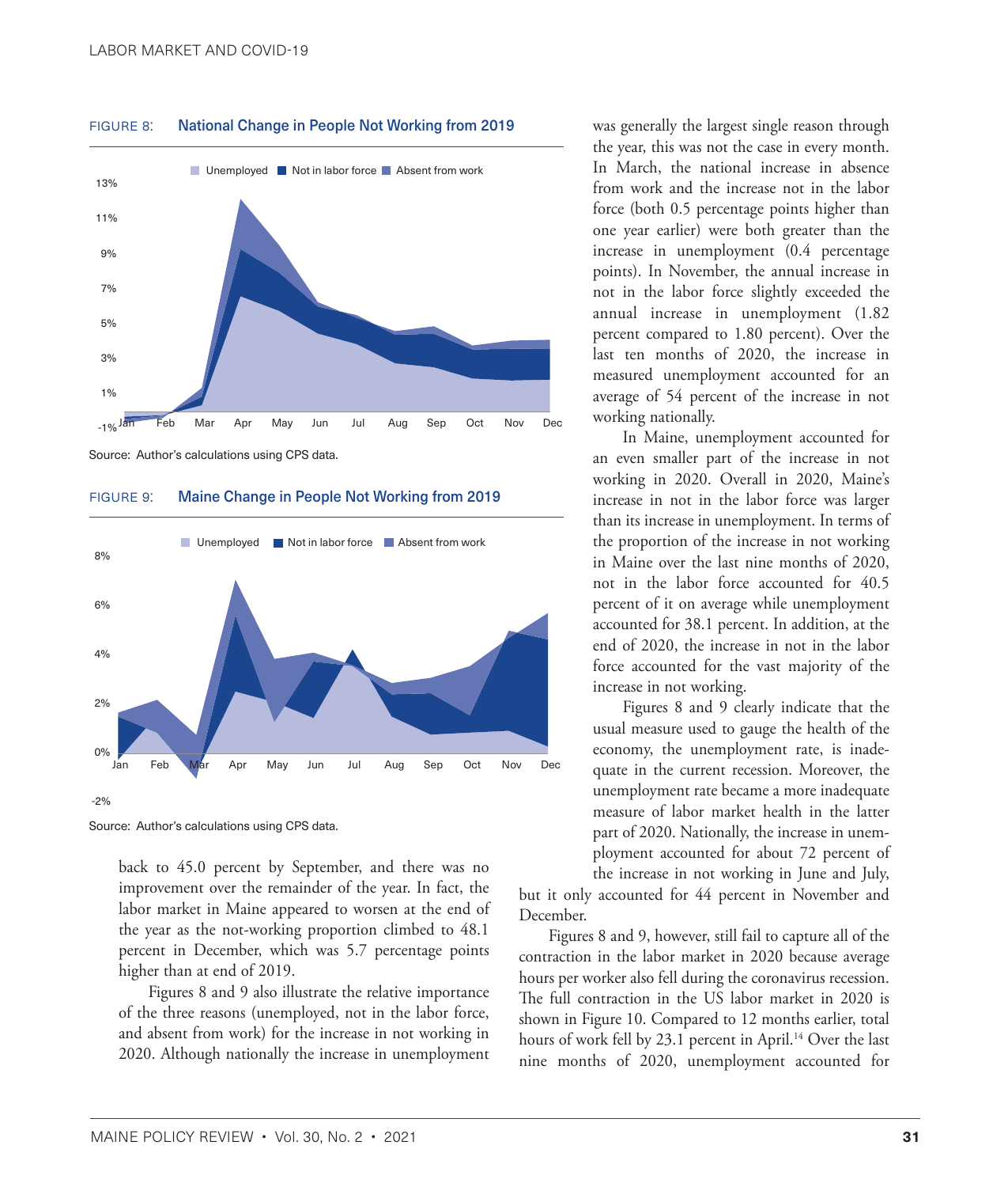FIGURE 8: **National Change in People Not Working from 2019**

Source: Author's calculations using CPS data.

FIGURE 9: **Maine Change in People Not Working from 2019**

Source: Author's calculations using CPS data.

back to 45.0 percent by September, and there was no improvement over the remainder of the year. In fact, the labor market in Maine appeared to worsen at the end of the year as the not-working proportion climbed to 48.1 percent in December, which was 5.7 percentage points higher than at end of 2019.

Figures 8 and 9 also illustrate the relative importance of the three reasons (unemployed, not in the labor force, and absent from work) for the increase in not working in 2020. Although nationally the increase in unemployment was generally the largest single reason through the year, this was not the case in every month. In March, the national increase in absence from work and the increase not in the labor force (both 0.5 percentage points higher than one year earlier) were both greater than the increase in unemployment (0.4 percentage points). In November, the annual increase in not in the labor force slightly exceeded the annual increase in unemployment (1.82 percent compared to 1.80 percent). Over the last ten months of 2020, the increase in measured unemployment accounted for an average of 54 percent of the increase in not working nationally.

In Maine, unemployment accounted for an even smaller part of the increase in not working in 2020. Overall in 2020, Maine's increase in not in the labor force was larger than its increase in unemployment. In terms of the proportion of the increase in not working in Maine over the last nine months of 2020, not in the labor force accounted for 40.5 percent of it on average while unemployment accounted for 38.1 percent. In addition, at the end of 2020, the increase in not in the labor force accounted for the vast majority of the increase in not working.

Figures 8 and 9 clearly indicate that the usual measure used to gauge the health of the economy, the unemployment rate, is inadequate in the current recession. Moreover, the unemployment rate became a more inadequate measure of labor market health in the latter part of 2020. Nationally, the increase in unemployment accounted for about 72 percent of the increase in not working in June and July, but it only accounted for 44 percent in November and December.

Figures 8 and 9, however, still fail to capture all of the contraction in the labor market in 2020 because average hours per worker also fell during the coronavirus recession. The full contraction in the US labor market in 2020 is shown in Figure 10. Compared to 12 months earlier, total hours of work fell by 23.1 percent in April.[14] Over the last nine months of 2020, unemployment accounted for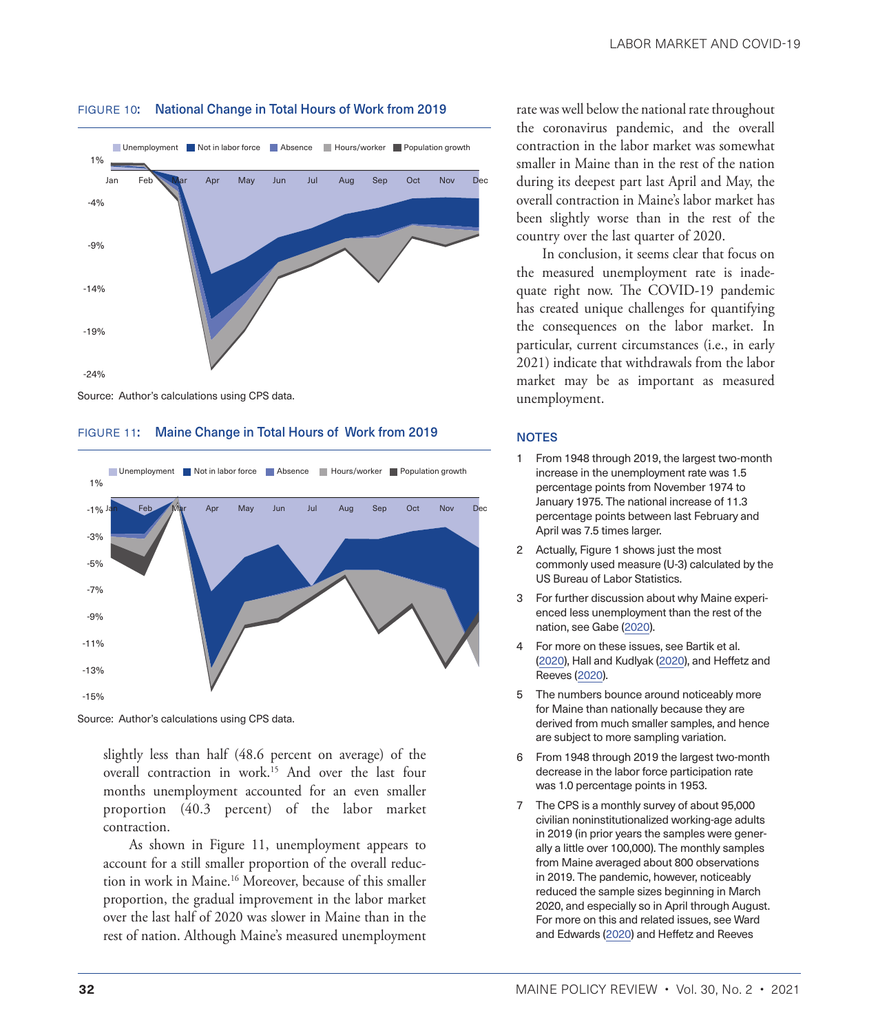FIGURE 10: **National Change in Total Hours of Work from 2019**

Source: Author's calculations using CPS data.

FIGURE 11: **Maine Change in Total Hours of Work from 2019**

Source: Author's calculations using CPS data.

slightly less than half (48.6 percent on average) of the overall contraction in work.[15] And over the last four months unemployment accounted for an even smaller proportion (40.3 percent) of the labor market contraction.

As shown in Figure 11, unemployment appears to account for a still smaller proportion of the overall reduction in work in Maine.[16] Moreover, because of this smaller proportion, the gradual improvement in the labor market over the last half of 2020 was slower in Maine than in the rest of nation. Although Maine's measured unemployment rate was well below the national rate throughout the coronavirus pandemic, and the overall contraction in the labor market was somewhat smaller in Maine than in the rest of the nation during its deepest part last April and May, the overall contraction in Maine's labor market has been slightly worse than in the rest of the country over the last quarter of 2020.

In conclusion, it seems clear that focus on the measured unemployment rate is inadequate right now. The COVID-19 pandemic has created unique challenges for quantifying the consequences on the labor market. In particular, current circumstances (i.e., in early 2021) indicate that withdrawals from the labor market may be as important as measured unemployment.

## NOTES

1. From 1948 through 2019, the largest two-month increase in the unemployment rate was 1.5 percentage points from November 1974 to January 1975. The national increase of 11.3 percentage points between last February and April was 7.5 times larger.
2. Actually, Figure 1 shows just the most commonly used measure (U-3) calculated by the US Bureau of Labor Statistics.
3. For further discussion about why Maine experienced less unemployment than the rest of the nation, see Gabe (2020).
4. For more on these issues, see Bartik et al. (2020), Hall and Kudlyak (2020), and Heffetz and Reeves (2020).
5. The numbers bounce around noticeably more for Maine than nationally because they are derived from much smaller samples, and hence are subject to more sampling variation.
6. From 1948 through 2019 the largest two-month decrease in the labor force participation rate was 1.0 percentage points in 1953.
7. The CPS is a monthly survey of about 95,000 civilian noninstitutionalized working-age adults in 2019 (in prior years the samples were generally a little over 100,000). The monthly samples from Maine averaged about 800 observations in 2019. The pandemic, however, noticeably reduced the sample sizes beginning in March 2020, and especially so in April through August. For more on this and related issues, see Ward and Edwards (2020) and Heffetz and Reeves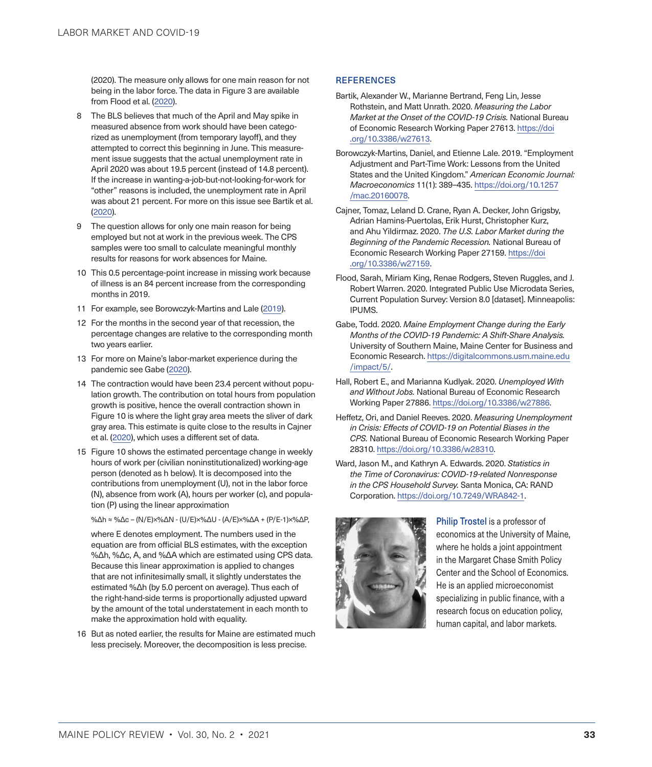(2020). The measure only allows for one main reason for not being in the labor force. The data in Figure 3 are available from Flood et al. (2020).

8 The BLS believes that much of the April and May spike in measured absence from work should have been categorized as unemployment (from temporary layoff), and they attempted to correct this beginning in June. This measurement issue suggests that the actual unemployment rate in April 2020 was about 19.5 percent (instead of 14.8 percent). If the increase in wanting-a-job-but-not-looking-for-work for "other" reasons is included, the unemployment rate in April was about 21 percent. For more on this issue see Bartik et al. (2020).

9 The question allows for only one main reason for being employed but not at work in the previous week. The CPS samples were too small to calculate meaningful monthly results for reasons for work absences for Maine.

10 This 0.5 percentage-point increase in missing work because of illness is an 84 percent increase from the corresponding months in 2019.

11 For example, see Borowczyk-Martins and Lale (2019).

12 For the months in the second year of that recession, the percentage changes are relative to the corresponding month two years earlier.

13 For more on Maine's labor-market experience during the pandemic see Gabe (2020).

14 The contraction would have been 23.4 percent without population growth. The contribution on total hours from population growth is positive, hence the overall contraction shown in Figure 10 is where the light gray area meets the sliver of dark gray area. This estimate is quite close to the results in Cajner et al. (2020), which uses a different set of data.

15 Figure 10 shows the estimated percentage change in weekly hours of work per (civilian noninstitutionalized) working-age person (denoted as h below). It is decomposed into the contributions from unemployment (U), not in the labor force (N), absence from work (A), hours per worker (c), and population (P) using the linear approximation

$$\%\Delta h \approx \%\Delta c - (N/E)\times\%\Delta N - (U/E)\times\%\Delta U - (A/E)\times\%\Delta A + (P/E-1)\times\%\Delta P,$$

where E denotes employment. The numbers used in the equation are from official BLS estimates, with the exception $\%\Delta h$, $\%\Delta c$, A, and $\%\Delta A$ which are estimated using CPS data. Because this linear approximation is applied to changes that are not infinitesimally small, it slightly understates the estimated $\%\Delta h$ (by 5.0 percent on average). Thus each of the right-hand-side terms is proportionally adjusted upward by the amount of the total understatement in each month to make the approximation hold with equality.

16 But as noted earlier, the results for Maine are estimated much less precisely. Moreover, the decomposition is less precise.

## REFERENCES

Bartik, Alexander W., Marianne Bertrand, Feng Lin, Jesse Rothstein, and Matt Unrath. 2020. *Measuring the Labor Market at the Onset of the COVID-19 Crisis.* National Bureau of Economic Research Working Paper 27613. https://doi.org/10.3386/w27613.

Borowczyk-Martins, Daniel, and Etienne Lale. 2019. "Employment Adjustment and Part-Time Work: Lessons from the United States and the United Kingdom." *American Economic Journal: Macroeconomics* 11(1): 389–435. https://doi.org/10.1257/mac.20160078.

Cajner, Tomaz, Leland D. Crane, Ryan A. Decker, John Grigsby, Adrian Hamins-Puertolas, Erik Hurst, Christopher Kurz, and Ahu Yildirmaz. 2020. *The U.S. Labor Market during the Beginning of the Pandemic Recession.* National Bureau of Economic Research Working Paper 27159. https://doi.org/10.3386/w27159.

Flood, Sarah, Miriam King, Renae Rodgers, Steven Ruggles, and J. Robert Warren. 2020. Integrated Public Use Microdata Series, Current Population Survey: Version 8.0 [dataset]. Minneapolis: IPUMS.

Gabe, Todd. 2020. *Maine Employment Change during the Early Months of the COVID-19 Pandemic: A Shift-Share Analysis.* University of Southern Maine, Maine Center for Business and Economic Research. https://digitalcommons.usm.maine.edu/impact/5/.

Hall, Robert E., and Marianna Kudlyak. 2020. *Unemployed With and Without Jobs.* National Bureau of Economic Research Working Paper 27886. https://doi.org/10.3386/w27886.

Heffetz, Ori, and Daniel Reeves. 2020. *Measuring Unemployment in Crisis: Effects of COVID-19 on Potential Biases in the CPS.* National Bureau of Economic Research Working Paper 28310. https://doi.org/10.3386/w28310.

Ward, Jason M., and Kathryn A. Edwards. 2020. *Statistics in the Time of Coronavirus: COVID-19-related Nonresponse in the CPS Household Survey.* Santa Monica, CA: RAND Corporation. https://doi.org/10.7249/WRA842-1.

**Philip Trostel** is a professor of economics at the University of Maine, where he holds a joint appointment in the Margaret Chase Smith Policy Center and the School of Economics. He is an applied microeconomist specializing in public finance, with a research focus on education policy, human capital, and labor markets.